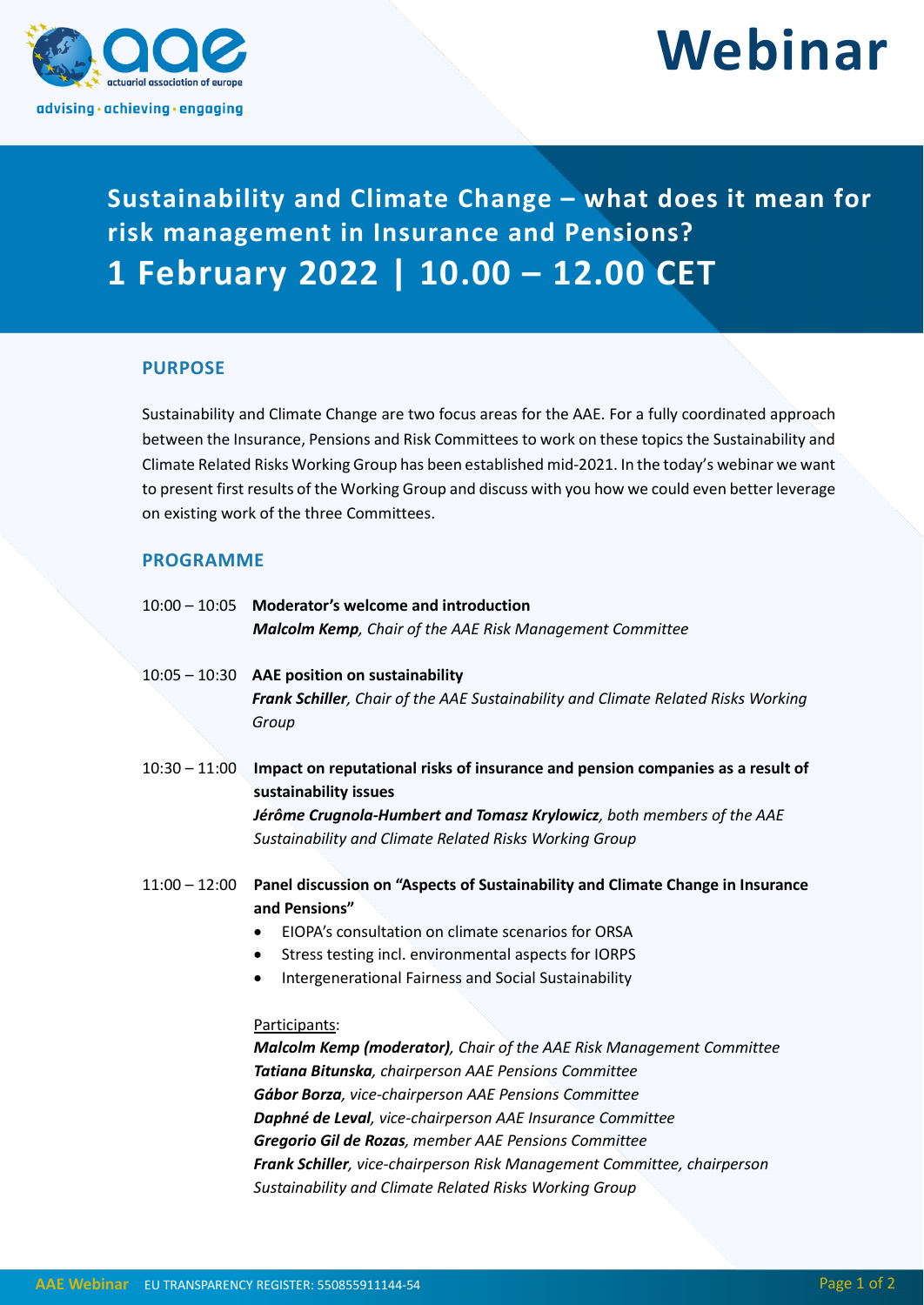actuarial association of europe

advising · achieving · engaging

# Webinar

## Sustainability and Climate Change – what does it mean for risk management in Insurance and Pensions?

## 1 February 2022 | 10.00 – 12.00 CET

### PURPOSE

Sustainability and Climate Change are two focus areas for the AAE. For a fully coordinated approach between the Insurance, Pensions and Risk Committees to work on these topics the Sustainability and Climate Related Risks Working Group has been established mid-2021. In the today's webinar we want to present first results of the Working Group and discuss with you how we could even better leverage on existing work of the three Committees.

### PROGRAMME

10:00 – 10:05 **Moderator's welcome and introduction**
***Malcolm Kemp****, Chair of the AAE Risk Management Committee*

10:05 – 10:30 **AAE position on sustainability**
***Frank Schiller****, Chair of the AAE Sustainability and Climate Related Risks Working Group*

10:30 – 11:00 **Impact on reputational risks of insurance and pension companies as a result of sustainability issues**
***Jérôme Crugnola-Humbert and Tomasz Krylowicz****, both members of the AAE Sustainability and Climate Related Risks Working Group*

11:00 – 12:00 **Panel discussion on "Aspects of Sustainability and Climate Change in Insurance and Pensions"**

- EIOPA's consultation on climate scenarios for ORSA
- Stress testing incl. environmental aspects for IORPS
- Intergenerational Fairness and Social Sustainability

Participants:

***Malcolm Kemp (moderator)****, Chair of the AAE Risk Management Committee*
***Tatiana Bitunska****, chairperson AAE Pensions Committee*
***Gábor Borza****, vice-chairperson AAE Pensions Committee*
***Daphné de Leval****, vice-chairperson AAE Insurance Committee*
***Gregorio Gil de Rozas****, member AAE Pensions Committee*
***Frank Schiller****, vice-chairperson Risk Management Committee, chairperson Sustainability and Climate Related Risks Working Group*

AAE Webinar EU TRANSPARENCY REGISTER: 550855911144-54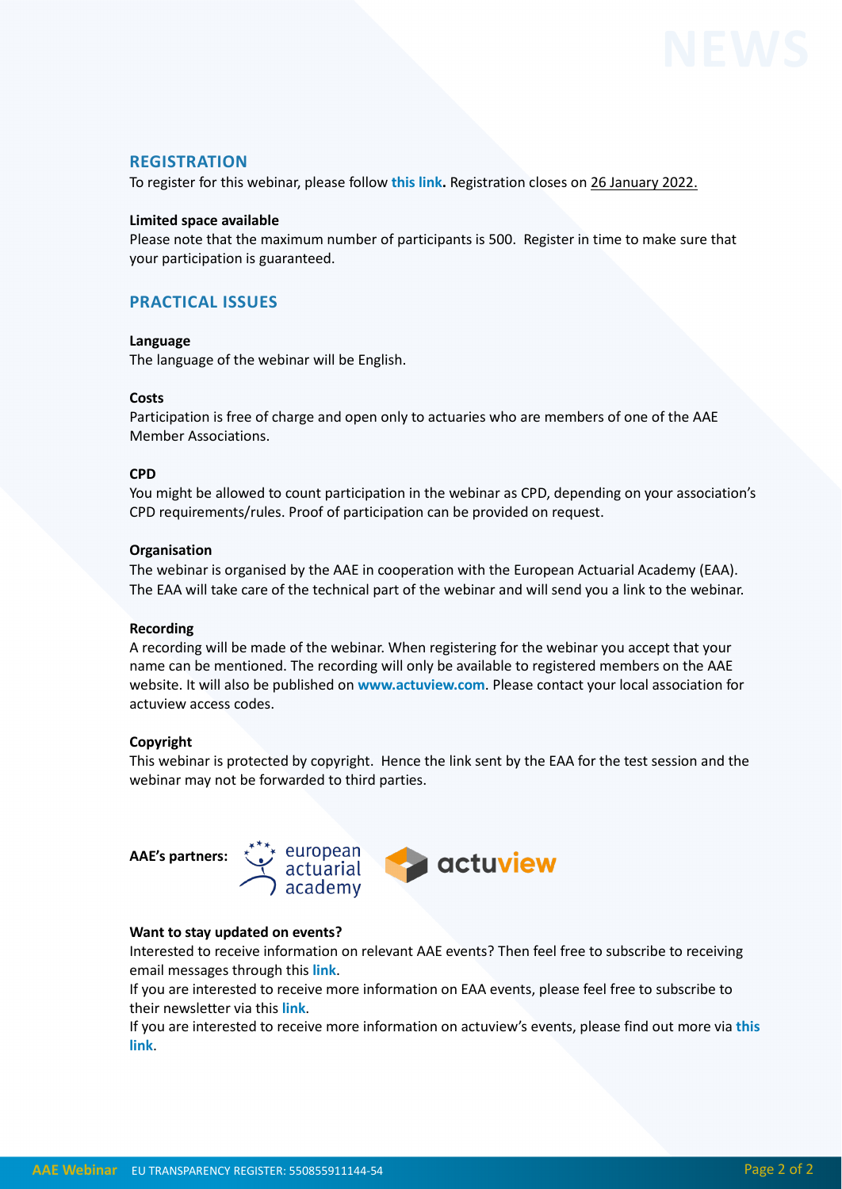## REGISTRATION

To register for this webinar, please follow **this link.** Registration closes on 26 January 2022.

**Limited space available**
Please note that the maximum number of participants is 500. Register in time to make sure that your participation is guaranteed.

## PRACTICAL ISSUES

**Language**
The language of the webinar will be English.

**Costs**
Participation is free of charge and open only to actuaries who are members of one of the AAE Member Associations.

**CPD**
You might be allowed to count participation in the webinar as CPD, depending on your association's CPD requirements/rules. Proof of participation can be provided on request.

**Organisation**
The webinar is organised by the AAE in cooperation with the European Actuarial Academy (EAA). The EAA will take care of the technical part of the webinar and will send you a link to the webinar.

**Recording**
A recording will be made of the webinar. When registering for the webinar you accept that your name can be mentioned. The recording will only be available to registered members on the AAE website. It will also be published on **www.actuview.com**. Please contact your local association for actuview access codes.

**Copyright**
This webinar is protected by copyright. Hence the link sent by the EAA for the test session and the webinar may not be forwarded to third parties.

**AAE's partners:** european actuarial academy actuview

**Want to stay updated on events?**
Interested to receive information on relevant AAE events? Then feel free to subscribe to receiving email messages through this **link**.
If you are interested to receive more information on EAA events, please feel free to subscribe to their newsletter via this **link**.
If you are interested to receive more information on actuview's events, please find out more via **this link**.

EU TRANSPARENCY REGISTER: 550855911144-54